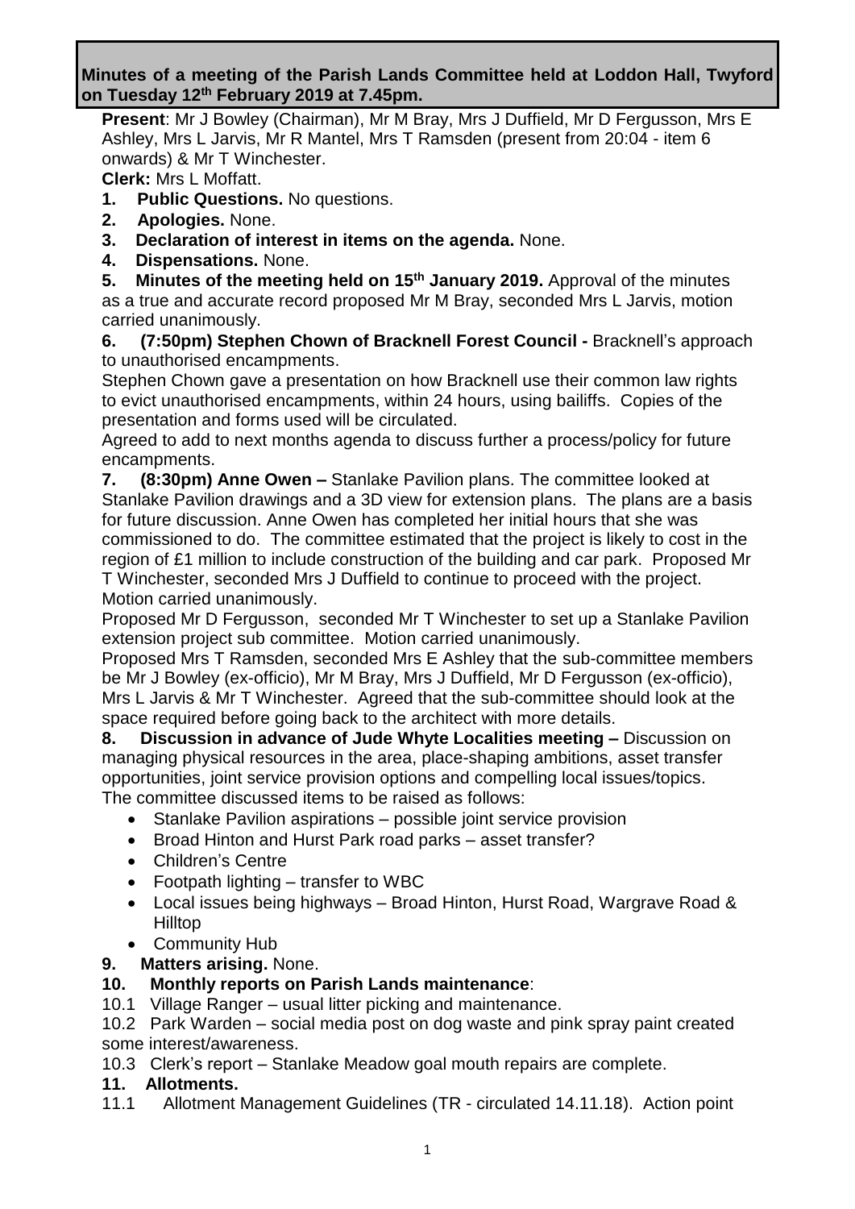**Minutes of a meeting of the Parish Lands Committee held at Loddon Hall, Twyford on Tuesday 12th February 2019 at 7.45pm.**

**Present**: Mr J Bowley (Chairman), Mr M Bray, Mrs J Duffield, Mr D Fergusson, Mrs E Ashley, Mrs L Jarvis, Mr R Mantel, Mrs T Ramsden (present from 20:04 - item 6 onwards) & Mr T Winchester.

**Clerk:** Mrs L Moffatt.

1. **Public Questions.** No questions.
2. **Apologies.** None.
3. **Declaration of interest in items on the agenda.** None.
4. **Dispensations.** None.
5. **Minutes of the meeting held on 15th January 2019.** Approval of the minutes as a true and accurate record proposed Mr M Bray, seconded Mrs L Jarvis, motion carried unanimously.
6. **(7:50pm) Stephen Chown of Bracknell Forest Council -** Bracknell's approach to unauthorised encampments.

Stephen Chown gave a presentation on how Bracknell use their common law rights to evict unauthorised encampments, within 24 hours, using bailiffs. Copies of the presentation and forms used will be circulated.

Agreed to add to next months agenda to discuss further a process/policy for future encampments.

7. **(8:30pm) Anne Owen –** Stanlake Pavilion plans. The committee looked at Stanlake Pavilion drawings and a 3D view for extension plans. The plans are a basis for future discussion. Anne Owen has completed her initial hours that she was commissioned to do. The committee estimated that the project is likely to cost in the region of £1 million to include construction of the building and car park. Proposed Mr T Winchester, seconded Mrs J Duffield to continue to proceed with the project. Motion carried unanimously.

Proposed Mr D Fergusson, seconded Mr T Winchester to set up a Stanlake Pavilion extension project sub committee. Motion carried unanimously.

Proposed Mrs T Ramsden, seconded Mrs E Ashley that the sub-committee members be Mr J Bowley (ex-officio), Mr M Bray, Mrs J Duffield, Mr D Fergusson (ex-officio), Mrs L Jarvis & Mr T Winchester. Agreed that the sub-committee should look at the space required before going back to the architect with more details.

8. **Discussion in advance of Jude Whyte Localities meeting –** Discussion on managing physical resources in the area, place-shaping ambitions, asset transfer opportunities, joint service provision options and compelling local issues/topics.

The committee discussed items to be raised as follows:

- Stanlake Pavilion aspirations – possible joint service provision
- Broad Hinton and Hurst Park road parks – asset transfer?
- Children's Centre
- Footpath lighting – transfer to WBC
- Local issues being highways – Broad Hinton, Hurst Road, Wargrave Road & Hilltop
- Community Hub

9. **Matters arising.** None.
10. **Monthly reports on Parish Lands maintenance**:

10.1 Village Ranger – usual litter picking and maintenance.

10.2 Park Warden – social media post on dog waste and pink spray paint created some interest/awareness.

10.3 Clerk's report – Stanlake Meadow goal mouth repairs are complete.

11. **Allotments.**

11.1 Allotment Management Guidelines (TR - circulated 14.11.18). Action point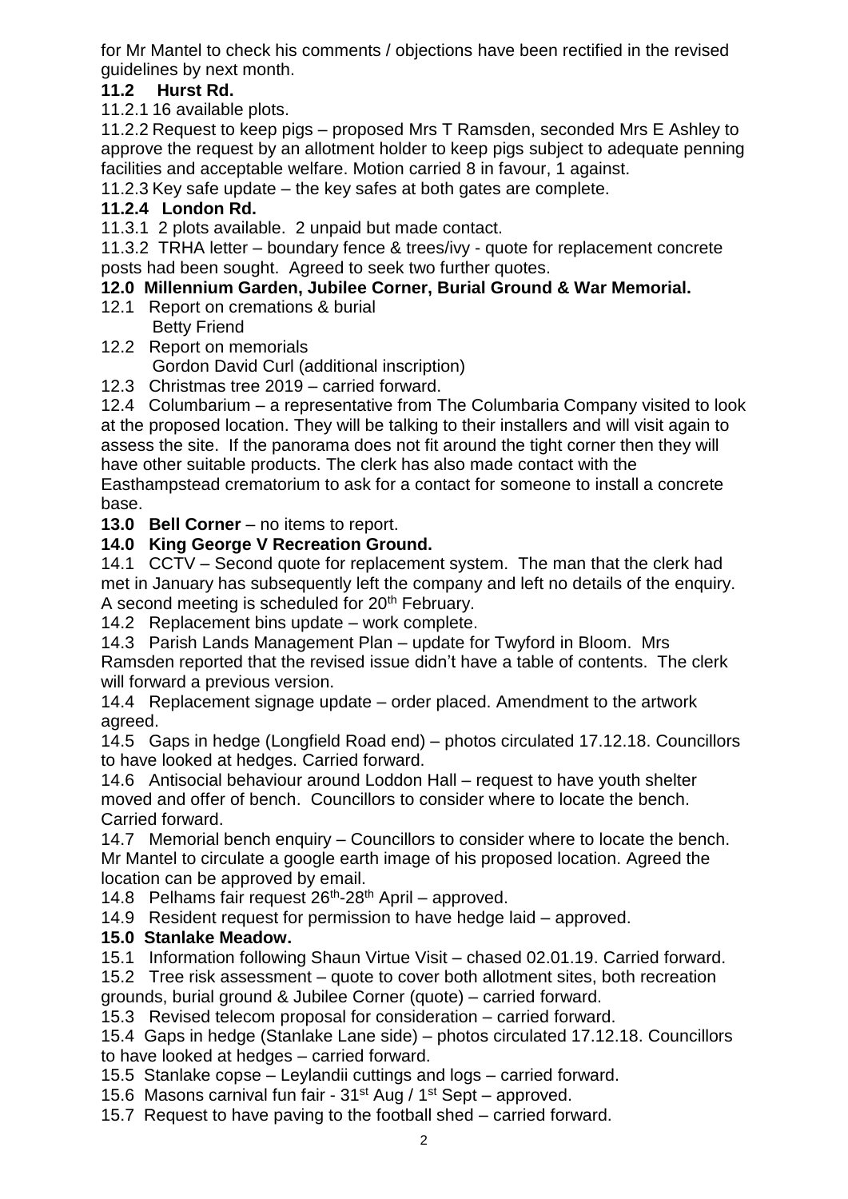for Mr Mantel to check his comments / objections have been rectified in the revised guidelines by next month.

**11.2 Hurst Rd.**

11.2.1 16 available plots.

11.2.2 Request to keep pigs – proposed Mrs T Ramsden, seconded Mrs E Ashley to approve the request by an allotment holder to keep pigs subject to adequate penning facilities and acceptable welfare. Motion carried 8 in favour, 1 against.

11.2.3 Key safe update – the key safes at both gates are complete.

**11.2.4 London Rd.**

11.3.1 2 plots available. 2 unpaid but made contact.

11.3.2 TRHA letter – boundary fence & trees/ivy - quote for replacement concrete posts had been sought. Agreed to seek two further quotes.

**12.0 Millennium Garden, Jubilee Corner, Burial Ground & War Memorial.**

12.1 Report on cremations & burial
Betty Friend

12.2 Report on memorials
Gordon David Curl (additional inscription)

12.3 Christmas tree 2019 – carried forward.

12.4 Columbarium – a representative from The Columbaria Company visited to look at the proposed location. They will be talking to their installers and will visit again to assess the site. If the panorama does not fit around the tight corner then they will have other suitable products. The clerk has also made contact with the Easthampstead crematorium to ask for a contact for someone to install a concrete base.

**13.0 Bell Corner** – no items to report.

**14.0 King George V Recreation Ground.**

14.1 CCTV – Second quote for replacement system. The man that the clerk had met in January has subsequently left the company and left no details of the enquiry. A second meeting is scheduled for 20th February.

14.2 Replacement bins update – work complete.

14.3 Parish Lands Management Plan – update for Twyford in Bloom. Mrs Ramsden reported that the revised issue didn't have a table of contents. The clerk will forward a previous version.

14.4 Replacement signage update – order placed. Amendment to the artwork agreed.

14.5 Gaps in hedge (Longfield Road end) – photos circulated 17.12.18. Councillors to have looked at hedges. Carried forward.

14.6 Antisocial behaviour around Loddon Hall – request to have youth shelter moved and offer of bench. Councillors to consider where to locate the bench. Carried forward.

14.7 Memorial bench enquiry – Councillors to consider where to locate the bench. Mr Mantel to circulate a google earth image of his proposed location. Agreed the location can be approved by email.

14.8 Pelhams fair request 26th-28th April – approved.

14.9 Resident request for permission to have hedge laid – approved.

**15.0 Stanlake Meadow.**

15.1 Information following Shaun Virtue Visit – chased 02.01.19. Carried forward.

15.2 Tree risk assessment – quote to cover both allotment sites, both recreation grounds, burial ground & Jubilee Corner (quote) – carried forward.

15.3 Revised telecom proposal for consideration – carried forward.

15.4 Gaps in hedge (Stanlake Lane side) – photos circulated 17.12.18. Councillors to have looked at hedges – carried forward.

15.5 Stanlake copse – Leylandii cuttings and logs – carried forward.

15.6 Masons carnival fun fair - 31st Aug / 1st Sept – approved.

15.7 Request to have paving to the football shed – carried forward.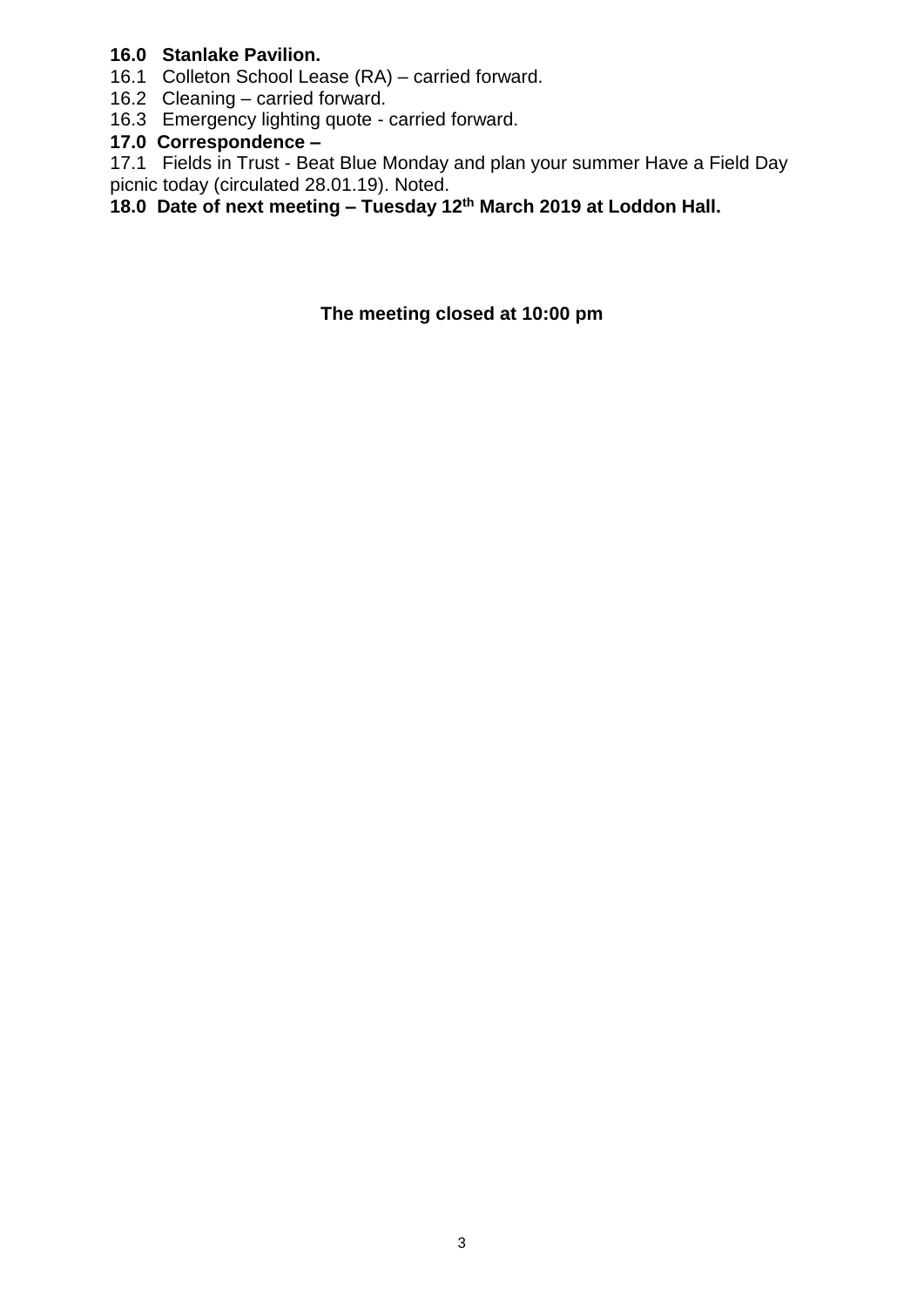**16.0 Stanlake Pavilion.**

16.1 Colleton School Lease (RA) – carried forward.

16.2 Cleaning – carried forward.

16.3 Emergency lighting quote - carried forward.

**17.0 Correspondence –**

17.1 Fields in Trust - Beat Blue Monday and plan your summer Have a Field Day picnic today (circulated 28.01.19). Noted.

**18.0 Date of next meeting – Tuesday 12th March 2019 at Loddon Hall.**

**The meeting closed at 10:00 pm**